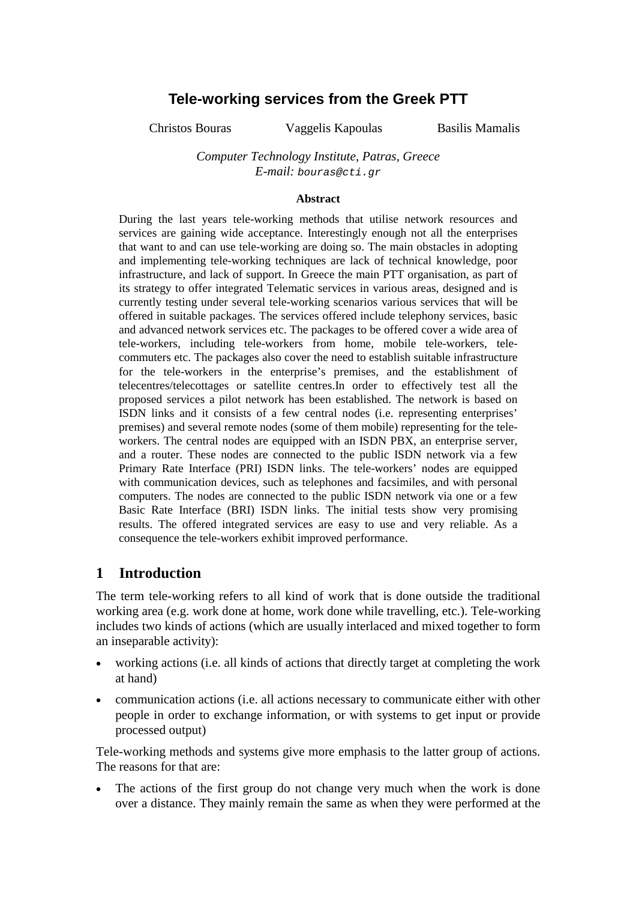# Tele-working services from the Greek PTT

Christos Bouras    Vaggelis Kapoulas    Basilis Mamalis

*Computer Technology Institute, Patras, Greece*
*E-mail:* `bouras@cti.gr`

**Abstract**

During the last years tele-working methods that utilise network resources and services are gaining wide acceptance. Interestingly enough not all the enterprises that want to and can use tele-working are doing so. The main obstacles in adopting and implementing tele-working techniques are lack of technical knowledge, poor infrastructure, and lack of support. In Greece the main PTT organisation, as part of its strategy to offer integrated Telematic services in various areas, designed and is currently testing under several tele-working scenarios various services that will be offered in suitable packages. The services offered include telephony services, basic and advanced network services etc. The packages to be offered cover a wide area of tele-workers, including tele-workers from home, mobile tele-workers, tele-commuters etc. The packages also cover the need to establish suitable infrastructure for the tele-workers in the enterprise's premises, and the establishment of telecentres/telecottages or satellite centres.In order to effectively test all the proposed services a pilot network has been established. The network is based on ISDN links and it consists of a few central nodes (i.e. representing enterprises' premises) and several remote nodes (some of them mobile) representing for the tele-workers. The central nodes are equipped with an ISDN PBX, an enterprise server, and a router. These nodes are connected to the public ISDN network via a few Primary Rate Interface (PRI) ISDN links. The tele-workers' nodes are equipped with communication devices, such as telephones and facsimiles, and with personal computers. The nodes are connected to the public ISDN network via one or a few Basic Rate Interface (BRI) ISDN links. The initial tests show very promising results. The offered integrated services are easy to use and very reliable. As a consequence the tele-workers exhibit improved performance.

## 1 Introduction

The term tele-working refers to all kind of work that is done outside the traditional working area (e.g. work done at home, work done while travelling, etc.). Tele-working includes two kinds of actions (which are usually interlaced and mixed together to form an inseparable activity):

- working actions (i.e. all kinds of actions that directly target at completing the work at hand)
- communication actions (i.e. all actions necessary to communicate either with other people in order to exchange information, or with systems to get input or provide processed output)

Tele-working methods and systems give more emphasis to the latter group of actions. The reasons for that are:

- The actions of the first group do not change very much when the work is done over a distance. They mainly remain the same as when they were performed at the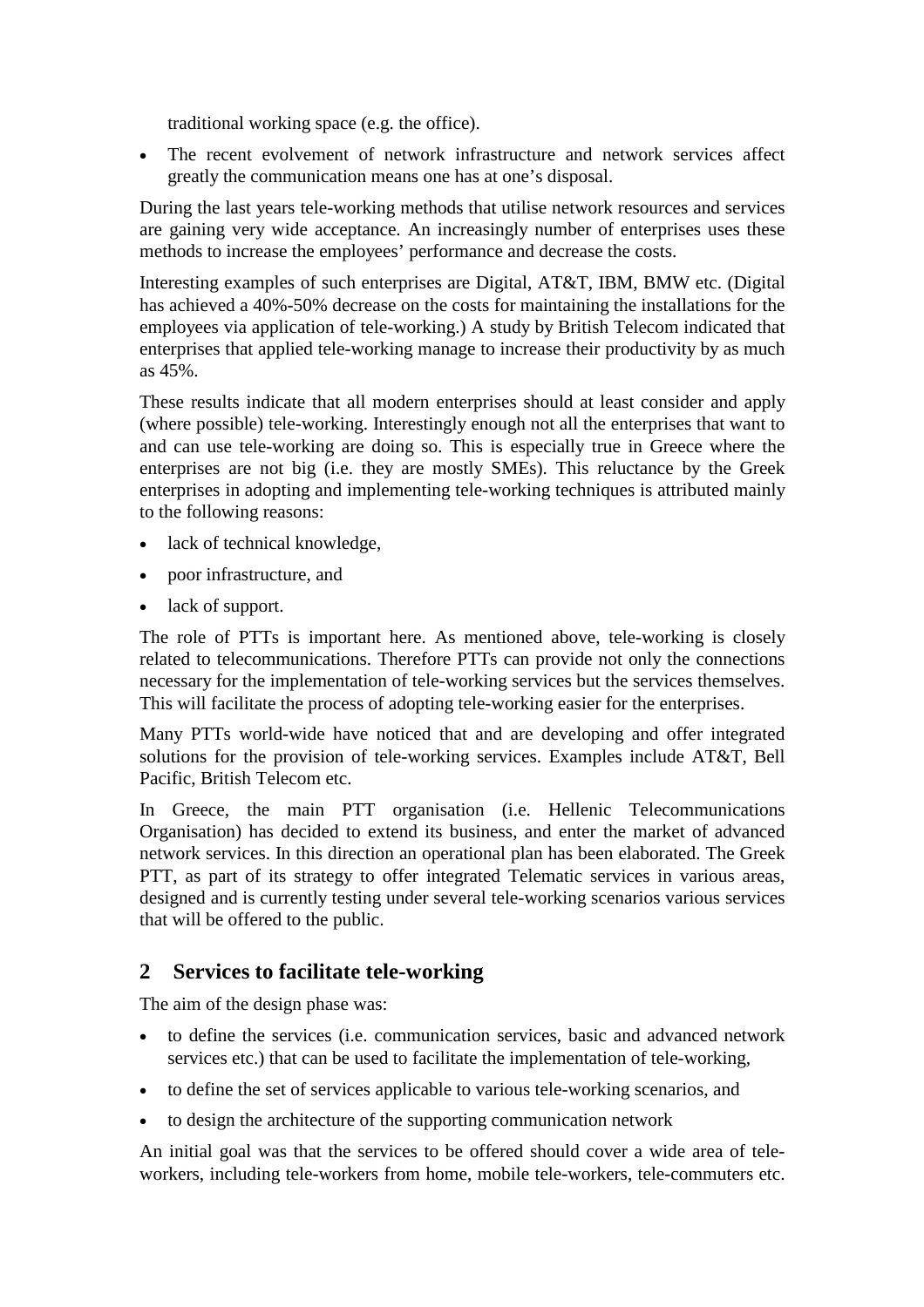traditional working space (e.g. the office).

- The recent evolvement of network infrastructure and network services affect greatly the communication means one has at one's disposal.

During the last years tele-working methods that utilise network resources and services are gaining very wide acceptance. An increasingly number of enterprises uses these methods to increase the employees' performance and decrease the costs.

Interesting examples of such enterprises are Digital, AT&T, IBM, BMW etc. (Digital has achieved a 40%-50% decrease on the costs for maintaining the installations for the employees via application of tele-working.) A study by British Telecom indicated that enterprises that applied tele-working manage to increase their productivity by as much as 45%.

These results indicate that all modern enterprises should at least consider and apply (where possible) tele-working. Interestingly enough not all the enterprises that want to and can use tele-working are doing so. This is especially true in Greece where the enterprises are not big (i.e. they are mostly SMEs). This reluctance by the Greek enterprises in adopting and implementing tele-working techniques is attributed mainly to the following reasons:

- lack of technical knowledge,
- poor infrastructure, and
- lack of support.

The role of PTTs is important here. As mentioned above, tele-working is closely related to telecommunications. Therefore PTTs can provide not only the connections necessary for the implementation of tele-working services but the services themselves. This will facilitate the process of adopting tele-working easier for the enterprises.

Many PTTs world-wide have noticed that and are developing and offer integrated solutions for the provision of tele-working services. Examples include AT&T, Bell Pacific, British Telecom etc.

In Greece, the main PTT organisation (i.e. Hellenic Telecommunications Organisation) has decided to extend its business, and enter the market of advanced network services. In this direction an operational plan has been elaborated. The Greek PTT, as part of its strategy to offer integrated Telematic services in various areas, designed and is currently testing under several tele-working scenarios various services that will be offered to the public.

## 2 Services to facilitate tele-working

The aim of the design phase was:

- to define the services (i.e. communication services, basic and advanced network services etc.) that can be used to facilitate the implementation of tele-working,
- to define the set of services applicable to various tele-working scenarios, and
- to design the architecture of the supporting communication network

An initial goal was that the services to be offered should cover a wide area of tele-workers, including tele-workers from home, mobile tele-workers, tele-commuters etc.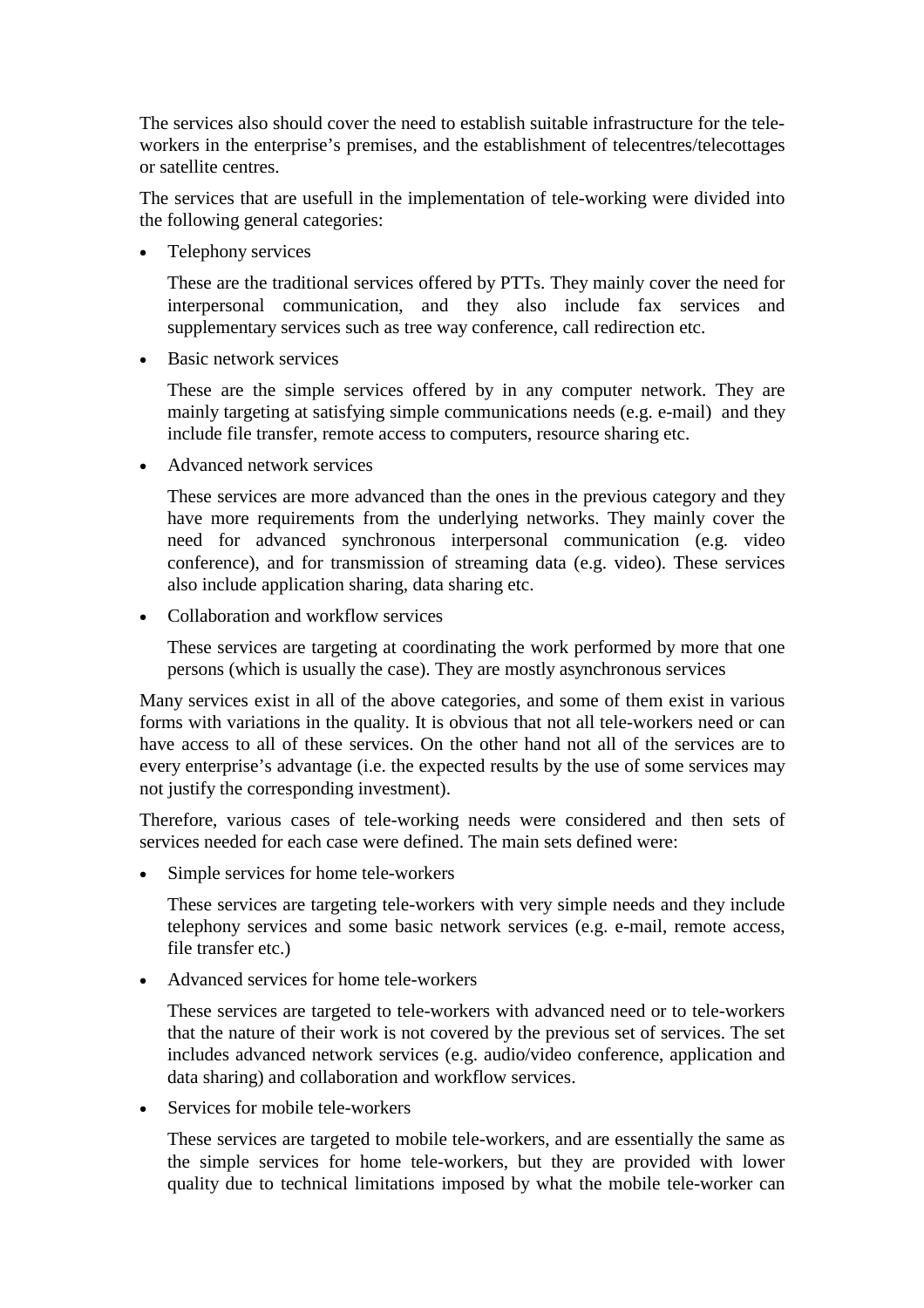The services also should cover the need to establish suitable infrastructure for the tele-workers in the enterprise's premises, and the establishment of telecentres/telecottages or satellite centres.

The services that are usefull in the implementation of tele-working were divided into the following general categories:

- Telephony services

  These are the traditional services offered by PTTs. They mainly cover the need for interpersonal communication, and they also include fax services and supplementary services such as tree way conference, call redirection etc.

- Basic network services

  These are the simple services offered by in any computer network. They are mainly targeting at satisfying simple communications needs (e.g. e-mail) and they include file transfer, remote access to computers, resource sharing etc.

- Advanced network services

  These services are more advanced than the ones in the previous category and they have more requirements from the underlying networks. They mainly cover the need for advanced synchronous interpersonal communication (e.g. video conference), and for transmission of streaming data (e.g. video). These services also include application sharing, data sharing etc.

- Collaboration and workflow services

  These services are targeting at coordinating the work performed by more that one persons (which is usually the case). They are mostly asynchronous services

Many services exist in all of the above categories, and some of them exist in various forms with variations in the quality. It is obvious that not all tele-workers need or can have access to all of these services. On the other hand not all of the services are to every enterprise's advantage (i.e. the expected results by the use of some services may not justify the corresponding investment).

Therefore, various cases of tele-working needs were considered and then sets of services needed for each case were defined. The main sets defined were:

- Simple services for home tele-workers

  These services are targeting tele-workers with very simple needs and they include telephony services and some basic network services (e.g. e-mail, remote access, file transfer etc.)

- Advanced services for home tele-workers

  These services are targeted to tele-workers with advanced need or to tele-workers that the nature of their work is not covered by the previous set of services. The set includes advanced network services (e.g. audio/video conference, application and data sharing) and collaboration and workflow services.

- Services for mobile tele-workers

  These services are targeted to mobile tele-workers, and are essentially the same as the simple services for home tele-workers, but they are provided with lower quality due to technical limitations imposed by what the mobile tele-worker can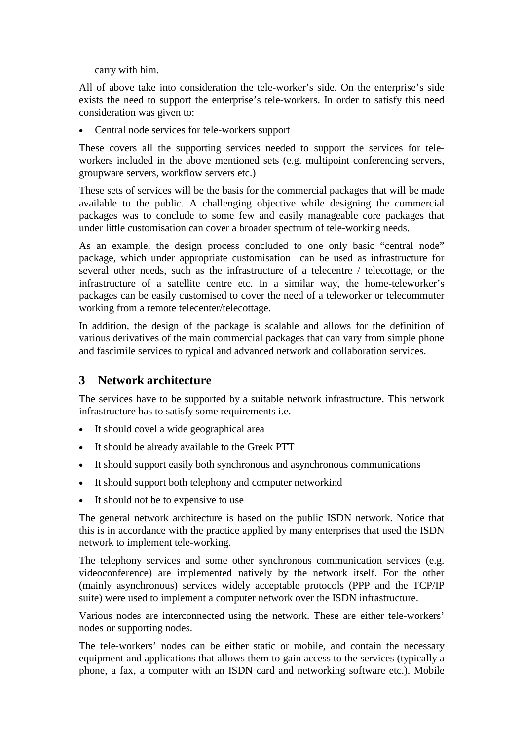carry with him.

All of above take into consideration the tele-worker's side. On the enterprise's side exists the need to support the enterprise's tele-workers. In order to satisfy this need consideration was given to:

- Central node services for tele-workers support

These covers all the supporting services needed to support the services for tele-workers included in the above mentioned sets (e.g. multipoint conferencing servers, groupware servers, workflow servers etc.)

These sets of services will be the basis for the commercial packages that will be made available to the public. A challenging objective while designing the commercial packages was to conclude to some few and easily manageable core packages that under little customisation can cover a broader spectrum of tele-working needs.

As an example, the design process concluded to one only basic "central node" package, which under appropriate customisation can be used as infrastructure for several other needs, such as the infrastructure of a telecentre / telecottage, or the infrastructure of a satellite centre etc. In a similar way, the home-teleworker's packages can be easily customised to cover the need of a teleworker or telecommuter working from a remote telecenter/telecottage.

In addition, the design of the package is scalable and allows for the definition of various derivatives of the main commercial packages that can vary from simple phone and fascimile services to typical and advanced network and collaboration services.

## 3 Network architecture

The services have to be supported by a suitable network infrastructure. This network infrastructure has to satisfy some requirements i.e.

- It should covel a wide geographical area
- It should be already available to the Greek PTT
- It should support easily both synchronous and asynchronous communications
- It should support both telephony and computer networkind
- It should not be to expensive to use

The general network architecture is based on the public ISDN network. Notice that this is in accordance with the practice applied by many enterprises that used the ISDN network to implement tele-working.

The telephony services and some other synchronous communication services (e.g. videoconference) are implemented natively by the network itself. For the other (mainly asynchronous) services widely acceptable protocols (PPP and the TCP/IP suite) were used to implement a computer network over the ISDN infrastructure.

Various nodes are interconnected using the network. These are either tele-workers' nodes or supporting nodes.

The tele-workers' nodes can be either static or mobile, and contain the necessary equipment and applications that allows them to gain access to the services (typically a phone, a fax, a computer with an ISDN card and networking software etc.). Mobile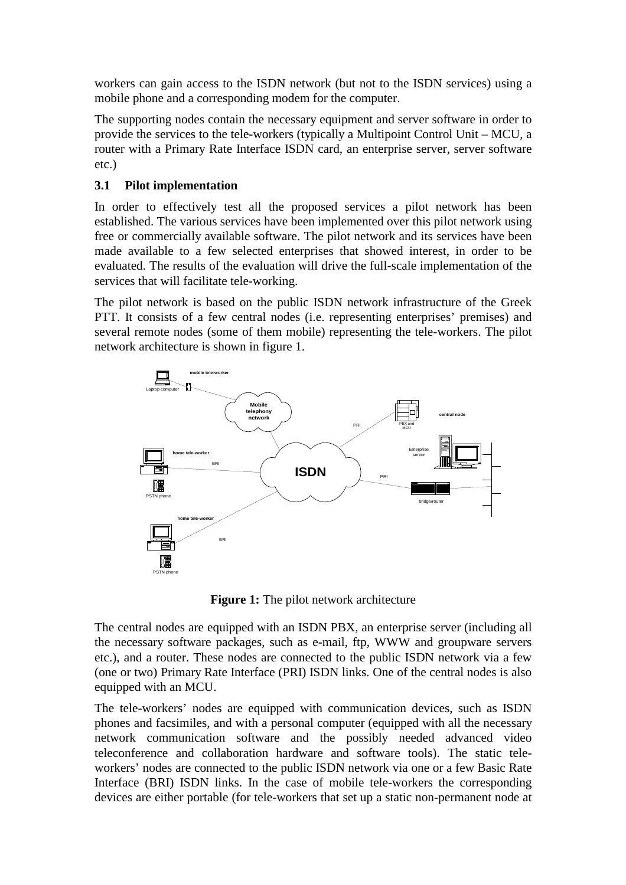workers can gain access to the ISDN network (but not to the ISDN services) using a mobile phone and a corresponding modem for the computer.

The supporting nodes contain the necessary equipment and server software in order to provide the services to the tele-workers (typically a Multipoint Control Unit – MCU, a router with a Primary Rate Interface ISDN card, an enterprise server, server software etc.)

### 3.1 Pilot implementation

In order to effectively test all the proposed services a pilot network has been established. The various services have been implemented over this pilot network using free or commercially available software. The pilot network and its services have been made available to a few selected enterprises that showed interest, in order to be evaluated. The results of the evaluation will drive the full-scale implementation of the services that will facilitate tele-working.

The pilot network is based on the public ISDN network infrastructure of the Greek PTT. It consists of a few central nodes (i.e. representing enterprises' premises) and several remote nodes (some of them mobile) representing the tele-workers. The pilot network architecture is shown in figure 1.

**Figure 1:** The pilot network architecture

The central nodes are equipped with an ISDN PBX, an enterprise server (including all the necessary software packages, such as e-mail, ftp, WWW and groupware servers etc.), and a router. These nodes are connected to the public ISDN network via a few (one or two) Primary Rate Interface (PRI) ISDN links. One of the central nodes is also equipped with an MCU.

The tele-workers' nodes are equipped with communication devices, such as ISDN phones and facsimiles, and with a personal computer (equipped with all the necessary network communication software and the possibly needed advanced video teleconference and collaboration hardware and software tools). The static tele-workers' nodes are connected to the public ISDN network via one or a few Basic Rate Interface (BRI) ISDN links. In the case of mobile tele-workers the corresponding devices are either portable (for tele-workers that set up a static non-permanent node at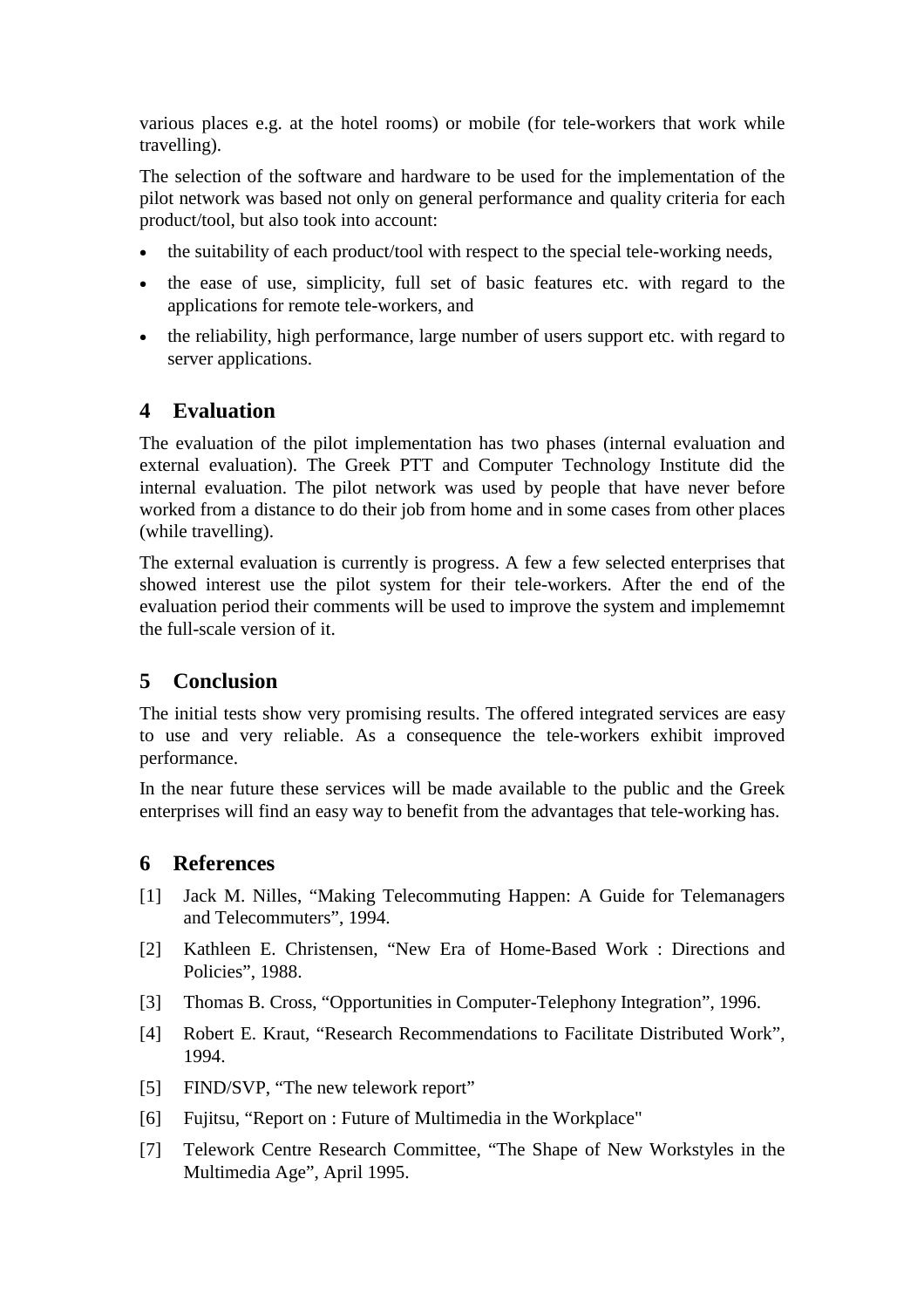various places e.g. at the hotel rooms) or mobile (for tele-workers that work while travelling).

The selection of the software and hardware to be used for the implementation of the pilot network was based not only on general performance and quality criteria for each product/tool, but also took into account:

- the suitability of each product/tool with respect to the special tele-working needs,
- the ease of use, simplicity, full set of basic features etc. with regard to the applications for remote tele-workers, and
- the reliability, high performance, large number of users support etc. with regard to server applications.

## 4 Evaluation

The evaluation of the pilot implementation has two phases (internal evaluation and external evaluation). The Greek PTT and Computer Technology Institute did the internal evaluation. The pilot network was used by people that have never before worked from a distance to do their job from home and in some cases from other places (while travelling).

The external evaluation is currently is progress. A few a few selected enterprises that showed interest use the pilot system for their tele-workers. After the end of the evaluation period their comments will be used to improve the system and implememnt the full-scale version of it.

## 5 Conclusion

The initial tests show very promising results. The offered integrated services are easy to use and very reliable. As a consequence the tele-workers exhibit improved performance.

In the near future these services will be made available to the public and the Greek enterprises will find an easy way to benefit from the advantages that tele-working has.

## 6 References

[1] Jack M. Nilles, "Making Telecommuting Happen: A Guide for Telemanagers and Telecommuters", 1994.

[2] Kathleen E. Christensen, "New Era of Home-Based Work : Directions and Policies", 1988.

[3] Thomas B. Cross, "Opportunities in Computer-Telephony Integration", 1996.

[4] Robert E. Kraut, "Research Recommendations to Facilitate Distributed Work", 1994.

[5] FIND/SVP, "The new telework report"

[6] Fujitsu, "Report on : Future of Multimedia in the Workplace"

[7] Telework Centre Research Committee, "The Shape of New Workstyles in the Multimedia Age", April 1995.